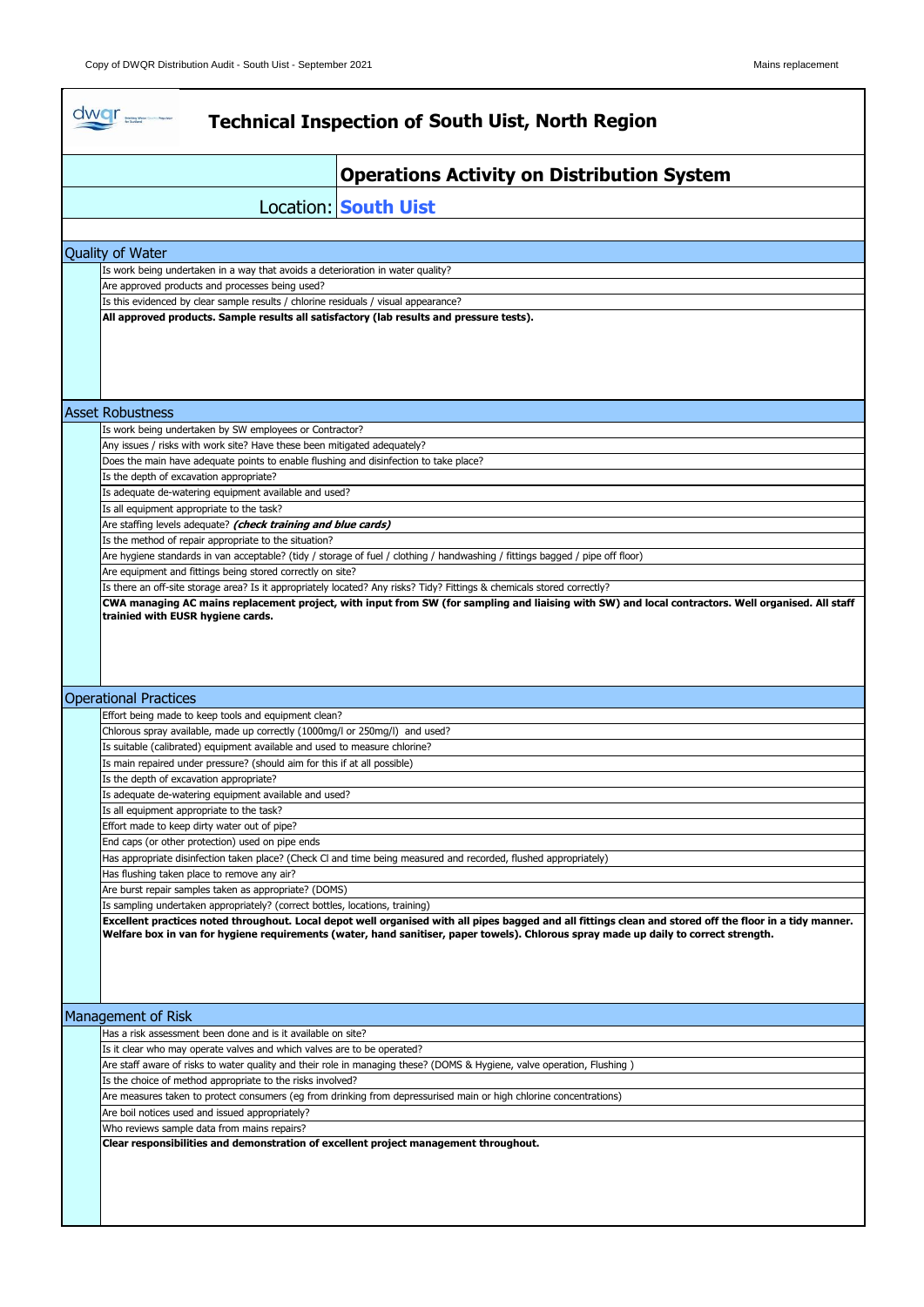# Technical Inspection of South Uist, North Region

## Operations Activity on Distribution System

Location: **South Uist**

### Quality of Water

- Is work being undertaken in a way that avoids a deterioration in water quality?
- Are approved products and processes being used?
- Is this evidenced by clear sample results / chlorine residuals / visual appearance?

**All approved products. Sample results all satisfactory (lab results and pressure tests).**

### Asset Robustness

- Is work being undertaken by SW employees or Contractor?
- Any issues / risks with work site? Have these been mitigated adequately?
- Does the main have adequate points to enable flushing and disinfection to take place?
- Is the depth of excavation appropriate?
- Is adequate de-watering equipment available and used?
- Is all equipment appropriate to the task?
- Are staffing levels adequate? ***(check training and blue cards)***
- Is the method of repair appropriate to the situation?
- Are hygiene standards in van acceptable? (tidy / storage of fuel / clothing / handwashing / fittings bagged / pipe off floor)
- Are equipment and fittings being stored correctly on site?
- Is there an off-site storage area? Is it appropriately located? Any risks? Tidy? Fittings & chemicals stored correctly?

**CWA managing AC mains replacement project, with input from SW (for sampling and liaising with SW) and local contractors. Well organised. All staff trainied with EUSR hygiene cards.**

### Operational Practices

- Effort being made to keep tools and equipment clean?
- Chlorous spray available, made up correctly (1000mg/l or 250mg/l) and used?
- Is suitable (calibrated) equipment available and used to measure chlorine?
- Is main repaired under pressure? (should aim for this if at all possible)
- Is the depth of excavation appropriate?
- Is adequate de-watering equipment available and used?
- Is all equipment appropriate to the task?
- Effort made to keep dirty water out of pipe?
- End caps (or other protection) used on pipe ends
- Has appropriate disinfection taken place? (Check Cl and time being measured and recorded, flushed appropriately)
- Has flushing taken place to remove any air?
- Are burst repair samples taken as appropriate? (DOMS)
- Is sampling undertaken appropriately? (correct bottles, locations, training)

**Excellent practices noted throughout. Local depot well organised with all pipes bagged and all fittings clean and stored off the floor in a tidy manner. Welfare box in van for hygiene requirements (water, hand sanitiser, paper towels). Chlorous spray made up daily to correct strength.**

### Management of Risk

- Has a risk assessment been done and is it available on site?
- Is it clear who may operate valves and which valves are to be operated?
- Are staff aware of risks to water quality and their role in managing these? (DOMS & Hygiene, valve operation, Flushing )
- Is the choice of method appropriate to the risks involved?
- Are measures taken to protect consumers (eg from drinking from depressurised main or high chlorine concentrations)
- Are boil notices used and issued appropriately?
- Who reviews sample data from mains repairs?

**Clear responsibilities and demonstration of excellent project management throughout.**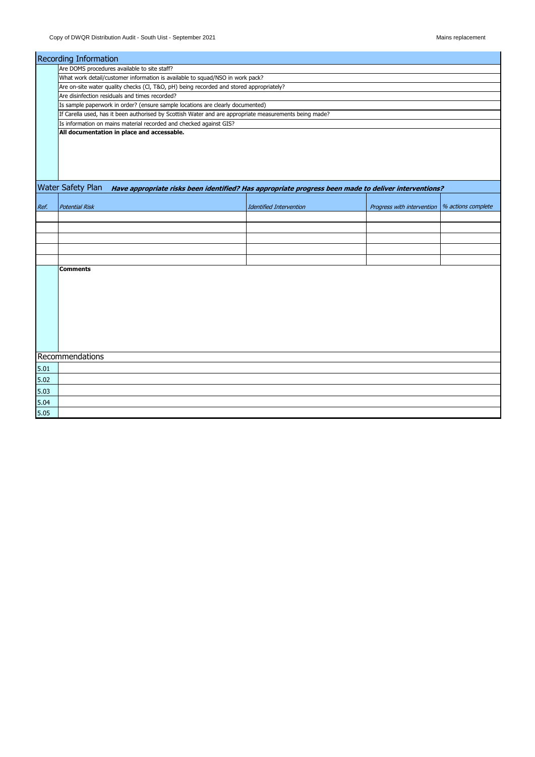## Recording Information

- Are DOMS procedures available to site staff?
- What work detail/customer information is available to squad/NSO in work pack?
- Are on-site water quality checks (Cl, T&O, pH) being recorded and stored appropriately?
- Are disinfection residuals and times recorded?
- Is sample paperwork in order? (ensure sample locations are clearly documented)
- If Carella used, has it been authorised by Scottish Water and are appropriate measurements being made?
- Is information on mains material recorded and checked against GIS?

**All documentation in place and accessable.**

## Water Safety Plan

***Have appropriate risks been identified? Has appropriate progress been made to deliver interventions?***

| *Ref.* | *Potential Risk* | *Identified Intervention* | *Progress with intervention* | *% actions complete* |
|---|---|---|---|---|
| | | | | |
| | | | | |
| | | | | |
| | | | | |
| | | | | |

**Comments**

## Recommendations

| | |
|---|---|
| 5.01 | |
| 5.02 | |
| 5.03 | |
| 5.04 | |
| 5.05 | |